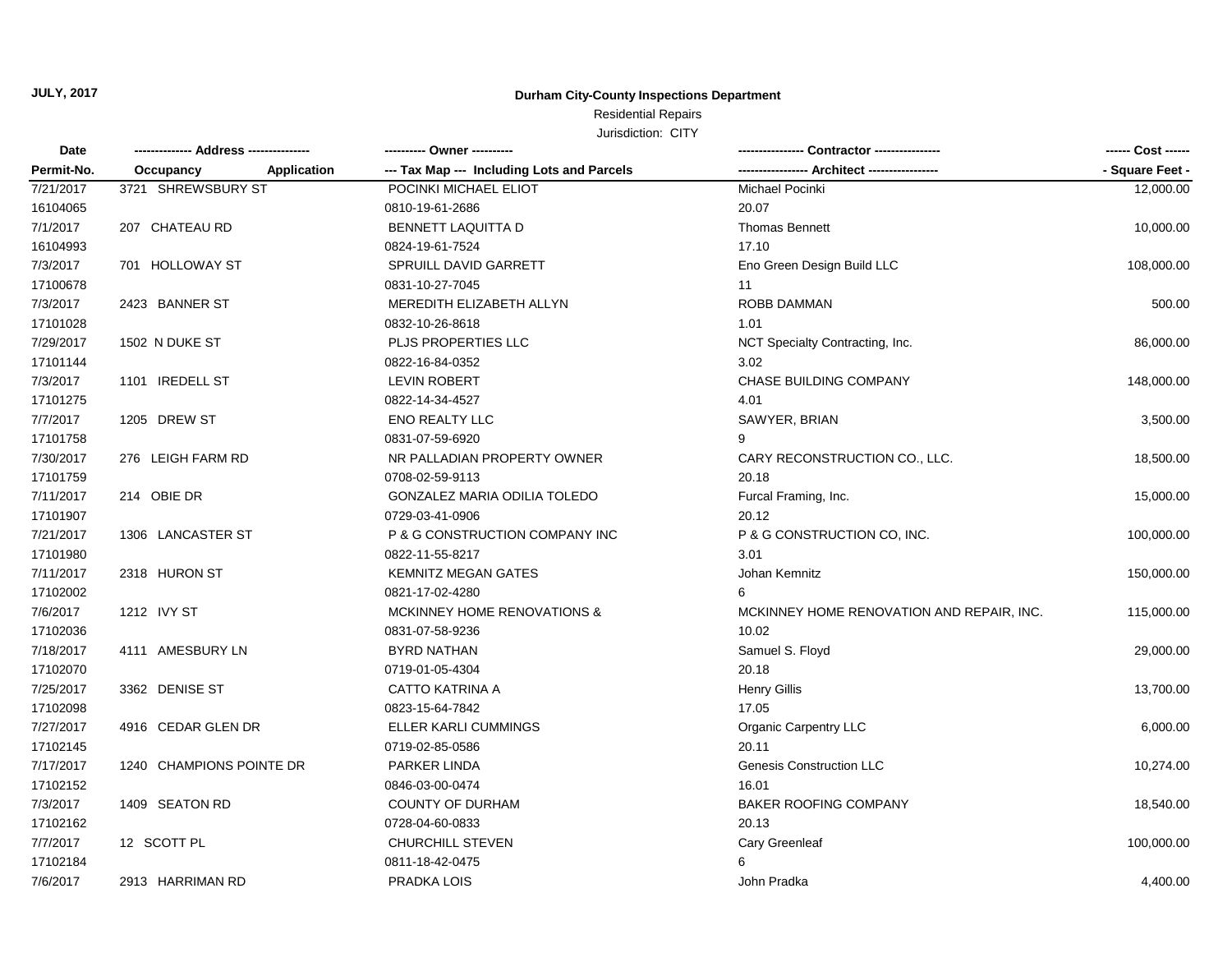**JULY, 2017**

## Durham City-County Inspections Department

Residential Repairs

Jurisdiction: CITY

| Date / Permit-No. | Address / Occupancy / Application | Owner / Tax Map --- Including Lots and Parcels | Contractor / Architect | Cost / Square Feet |
|---|---|---|---|---|
| 7/21/2017 | 3721 SHREWSBURY ST | POCINKI MICHAEL ELIOT | Michael Pocinki | 12,000.00 |
| 16104065 | | 0810-19-61-2686 | 20.07 | |
| 7/1/2017 | 207 CHATEAU RD | BENNETT LAQUITTA D | Thomas Bennett | 10,000.00 |
| 16104993 | | 0824-19-61-7524 | 17.10 | |
| 7/3/2017 | 701 HOLLOWAY ST | SPRUILL DAVID GARRETT | Eno Green Design Build LLC | 108,000.00 |
| 17100678 | | 0831-10-27-7045 | 11 | |
| 7/3/2017 | 2423 BANNER ST | MEREDITH ELIZABETH ALLYN | ROBB DAMMAN | 500.00 |
| 17101028 | | 0832-10-26-8618 | 1.01 | |
| 7/29/2017 | 1502 N DUKE ST | PLJS PROPERTIES LLC | NCT Specialty Contracting, Inc. | 86,000.00 |
| 17101144 | | 0822-16-84-0352 | 3.02 | |
| 7/3/2017 | 1101 IREDELL ST | LEVIN ROBERT | CHASE BUILDING COMPANY | 148,000.00 |
| 17101275 | | 0822-14-34-4527 | 4.01 | |
| 7/7/2017 | 1205 DREW ST | ENO REALTY LLC | SAWYER, BRIAN | 3,500.00 |
| 17101758 | | 0831-07-59-6920 | 9 | |
| 7/30/2017 | 276 LEIGH FARM RD | NR PALLADIAN PROPERTY OWNER | CARY RECONSTRUCTION CO., LLC. | 18,500.00 |
| 17101759 | | 0708-02-59-9113 | 20.18 | |
| 7/11/2017 | 214 OBIE DR | GONZALEZ MARIA ODILIA TOLEDO | Furcal Framing, Inc. | 15,000.00 |
| 17101907 | | 0729-03-41-0906 | 20.12 | |
| 7/21/2017 | 1306 LANCASTER ST | P & G CONSTRUCTION COMPANY INC | P & G CONSTRUCTION CO, INC. | 100,000.00 |
| 17101980 | | 0822-11-55-8217 | 3.01 | |
| 7/11/2017 | 2318 HURON ST | KEMNITZ MEGAN GATES | Johan Kemnitz | 150,000.00 |
| 17102002 | | 0821-17-02-4280 | 6 | |
| 7/6/2017 | 1212 IVY ST | MCKINNEY HOME RENOVATIONS & | MCKINNEY HOME RENOVATION AND REPAIR, INC. | 115,000.00 |
| 17102036 | | 0831-07-58-9236 | 10.02 | |
| 7/18/2017 | 4111 AMESBURY LN | BYRD NATHAN | Samuel S. Floyd | 29,000.00 |
| 17102070 | | 0719-01-05-4304 | 20.18 | |
| 7/25/2017 | 3362 DENISE ST | CATTO KATRINA A | Henry Gillis | 13,700.00 |
| 17102098 | | 0823-15-64-7842 | 17.05 | |
| 7/27/2017 | 4916 CEDAR GLEN DR | ELLER KARLI CUMMINGS | Organic Carpentry LLC | 6,000.00 |
| 17102145 | | 0719-02-85-0586 | 20.11 | |
| 7/17/2017 | 1240 CHAMPIONS POINTE DR | PARKER LINDA | Genesis Construction LLC | 10,274.00 |
| 17102152 | | 0846-03-00-0474 | 16.01 | |
| 7/3/2017 | 1409 SEATON RD | COUNTY OF DURHAM | BAKER ROOFING COMPANY | 18,540.00 |
| 17102162 | | 0728-04-60-0833 | 20.13 | |
| 7/7/2017 | 12 SCOTT PL | CHURCHILL STEVEN | Cary Greenleaf | 100,000.00 |
| 17102184 | | 0811-18-42-0475 | 6 | |
| 7/6/2017 | 2913 HARRIMAN RD | PRADKA LOIS | John Pradka | 4,400.00 |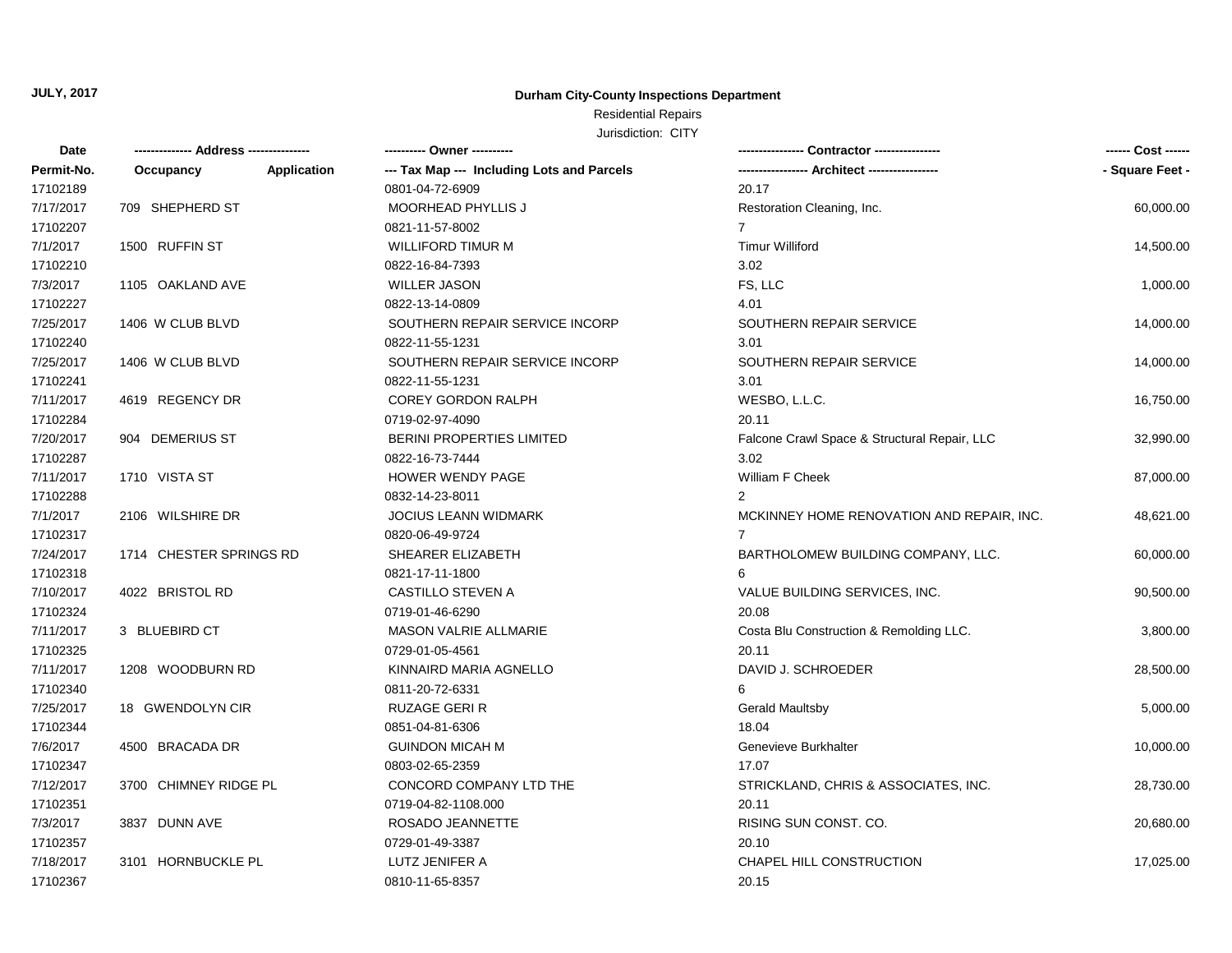**JULY, 2017**

**Durham City-County Inspections Department**

Residential Repairs

Jurisdiction: CITY

| Date<br>Permit-No. | ------------- Address --------------<br>Occupancy | Application | ---------- Owner ----------<br>--- Tax Map --- Including Lots and Parcels | --------------- Contractor ---------------<br>---------------- Architect ---------------- | ------ Cost ------<br>- Square Feet - |
|---|---|---|---|---|---|
| 17102189 | | | 0801-04-72-6909 | 20.17 | |
| 7/17/2017 | 709 SHEPHERD ST | | MOORHEAD PHYLLIS J | Restoration Cleaning, Inc. | 60,000.00 |
| 17102207 | | | 0821-11-57-8002 | 7 | |
| 7/1/2017 | 1500 RUFFIN ST | | WILLIFORD TIMUR M | Timur Williford | 14,500.00 |
| 17102210 | | | 0822-16-84-7393 | 3.02 | |
| 7/3/2017 | 1105 OAKLAND AVE | | WILLER JASON | FS, LLC | 1,000.00 |
| 17102227 | | | 0822-13-14-0809 | 4.01 | |
| 7/25/2017 | 1406 W CLUB BLVD | | SOUTHERN REPAIR SERVICE INCORP | SOUTHERN REPAIR SERVICE | 14,000.00 |
| 17102240 | | | 0822-11-55-1231 | 3.01 | |
| 7/25/2017 | 1406 W CLUB BLVD | | SOUTHERN REPAIR SERVICE INCORP | SOUTHERN REPAIR SERVICE | 14,000.00 |
| 17102241 | | | 0822-11-55-1231 | 3.01 | |
| 7/11/2017 | 4619 REGENCY DR | | COREY GORDON RALPH | WESBO, L.L.C. | 16,750.00 |
| 17102284 | | | 0719-02-97-4090 | 20.11 | |
| 7/20/2017 | 904 DEMERIUS ST | | BERINI PROPERTIES LIMITED | Falcone Crawl Space & Structural Repair, LLC | 32,990.00 |
| 17102287 | | | 0822-16-73-7444 | 3.02 | |
| 7/11/2017 | 1710 VISTA ST | | HOWER WENDY PAGE | William F Cheek | 87,000.00 |
| 17102288 | | | 0832-14-23-8011 | 2 | |
| 7/1/2017 | 2106 WILSHIRE DR | | JOCIUS LEANN WIDMARK | MCKINNEY HOME RENOVATION AND REPAIR, INC. | 48,621.00 |
| 17102317 | | | 0820-06-49-9724 | 7 | |
| 7/24/2017 | 1714 CHESTER SPRINGS RD | | SHEARER ELIZABETH | BARTHOLOMEW BUILDING COMPANY, LLC. | 60,000.00 |
| 17102318 | | | 0821-17-11-1800 | 6 | |
| 7/10/2017 | 4022 BRISTOL RD | | CASTILLO STEVEN A | VALUE BUILDING SERVICES, INC. | 90,500.00 |
| 17102324 | | | 0719-01-46-6290 | 20.08 | |
| 7/11/2017 | 3 BLUEBIRD CT | | MASON VALRIE ALLMARIE | Costa Blu Construction & Remolding LLC. | 3,800.00 |
| 17102325 | | | 0729-01-05-4561 | 20.11 | |
| 7/11/2017 | 1208 WOODBURN RD | | KINNAIRD MARIA AGNELLO | DAVID J. SCHROEDER | 28,500.00 |
| 17102340 | | | 0811-20-72-6331 | 6 | |
| 7/25/2017 | 18 GWENDOLYN CIR | | RUZAGE GERI R | Gerald Maultsby | 5,000.00 |
| 17102344 | | | 0851-04-81-6306 | 18.04 | |
| 7/6/2017 | 4500 BRACADA DR | | GUINDON MICAH M | Genevieve Burkhalter | 10,000.00 |
| 17102347 | | | 0803-02-65-2359 | 17.07 | |
| 7/12/2017 | 3700 CHIMNEY RIDGE PL | | CONCORD COMPANY LTD THE | STRICKLAND, CHRIS & ASSOCIATES, INC. | 28,730.00 |
| 17102351 | | | 0719-04-82-1108.000 | 20.11 | |
| 7/3/2017 | 3837 DUNN AVE | | ROSADO JEANNETTE | RISING SUN CONST. CO. | 20,680.00 |
| 17102357 | | | 0729-01-49-3387 | 20.10 | |
| 7/18/2017 | 3101 HORNBUCKLE PL | | LUTZ JENIFER A | CHAPEL HILL CONSTRUCTION | 17,025.00 |
| 17102367 | | | 0810-11-65-8357 | 20.15 | |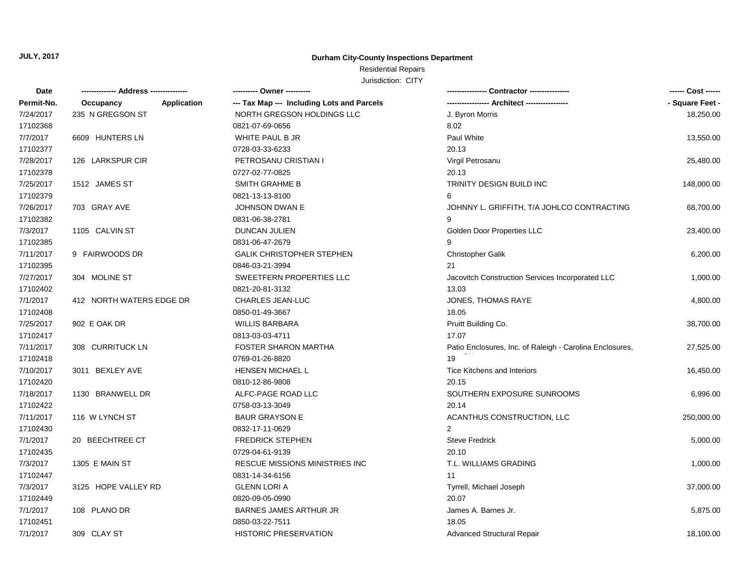**JULY, 2017**

**Durham City-County Inspections Department**

Residential Repairs

Jurisdiction: CITY

| Date<br>Permit-No. | Address<br>Occupancy | Application | Owner<br>Tax Map --- Including Lots and Parcels | Contractor<br>Architect | Cost<br>Square Feet |
|---|---|---|---|---|---|
| 7/24/2017<br>17102368 | 235 N GREGSON ST | | NORTH GREGSON HOLDINGS LLC<br>0821-07-69-0656 | J. Byron Morris<br>8.02 | 18,250.00 |
| 7/7/2017<br>17102377 | 6609 HUNTERS LN | | WHITE PAUL B JR<br>0728-03-33-6233 | Paul White<br>20.13 | 13,550.00 |
| 7/28/2017<br>17102378 | 126 LARKSPUR CIR | | PETROSANU CRISTIAN I<br>0727-02-77-0825 | Virgil Petrosanu<br>20.13 | 25,480.00 |
| 7/25/2017<br>17102379 | 1512 JAMES ST | | SMITH GRAHME B<br>0821-13-13-8100 | TRINITY DESIGN BUILD INC<br>6 | 148,000.00 |
| 7/26/2017<br>17102382 | 703 GRAY AVE | | JOHNSON DWAN E<br>0831-06-38-2781 | JOHNNY L. GRIFFITH, T/A JOHLCO CONTRACTING<br>9 | 68,700.00 |
| 7/3/2017<br>17102385 | 1105 CALVIN ST | | DUNCAN JULIEN<br>0831-06-47-2679 | Golden Door Properties LLC<br>9 | 23,400.00 |
| 7/11/2017<br>17102395 | 9 FAIRWOODS DR | | GALIK CHRISTOPHER STEPHEN<br>0846-03-21-3994 | Christopher Galik<br>21 | 6,200.00 |
| 7/27/2017<br>17102402 | 304 MOLINE ST | | SWEETFERN PROPERTIES LLC<br>0821-20-81-3132 | Jacovitch Construction Services Incorporated LLC<br>13.03 | 1,000.00 |
| 7/1/2017<br>17102408 | 412 NORTH WATERS EDGE DR | | CHARLES JEAN-LUC<br>0850-01-49-3667 | JONES, THOMAS RAYE<br>18.05 | 4,800.00 |
| 7/25/2017<br>17102417 | 902 E OAK DR | | WILLIS BARBARA<br>0813-03-03-4711 | Pruitt Building Co.<br>17.07 | 38,700.00 |
| 7/11/2017<br>17102418 | 308 CURRITUCK LN | | FOSTER SHARON MARTHA<br>0769-01-26-8820 | Patio Enclosures, Inc. of Raleigh - Carolina Enclosures,<br>19 | 27,525.00 |
| 7/10/2017<br>17102420 | 3011 BEXLEY AVE | | HENSEN MICHAEL L<br>0810-12-86-9808 | Tice Kitchens and Interiors<br>20.15 | 16,450.00 |
| 7/18/2017<br>17102422 | 1130 BRANWELL DR | | ALFC-PAGE ROAD LLC<br>0758-03-13-3049 | SOUTHERN EXPOSURE SUNROOMS<br>20.14 | 6,996.00 |
| 7/11/2017<br>17102430 | 116 W LYNCH ST | | BAUR GRAYSON E<br>0832-17-11-0629 | ACANTHUS CONSTRUCTION, LLC<br>2 | 250,000.00 |
| 7/1/2017<br>17102435 | 20 BEECHTREE CT | | FREDRICK STEPHEN<br>0729-04-61-9139 | Steve Fredrick<br>20.10 | 5,000.00 |
| 7/3/2017<br>17102447 | 1305 E MAIN ST | | RESCUE MISSIONS MINISTRIES INC<br>0831-14-34-6156 | T.L. WILLIAMS GRADING<br>11 | 1,000.00 |
| 7/3/2017<br>17102449 | 3125 HOPE VALLEY RD | | GLENN LORI A<br>0820-09-05-0990 | Tyrrell, Michael Joseph<br>20.07 | 37,000.00 |
| 7/1/2017<br>17102451 | 108 PLANO DR | | BARNES JAMES ARTHUR JR<br>0850-03-22-7511 | James A. Barnes Jr.<br>18.05 | 5,875.00 |
| 7/1/2017 | 309 CLAY ST | | HISTORIC PRESERVATION | Advanced Structural Repair | 18,100.00 |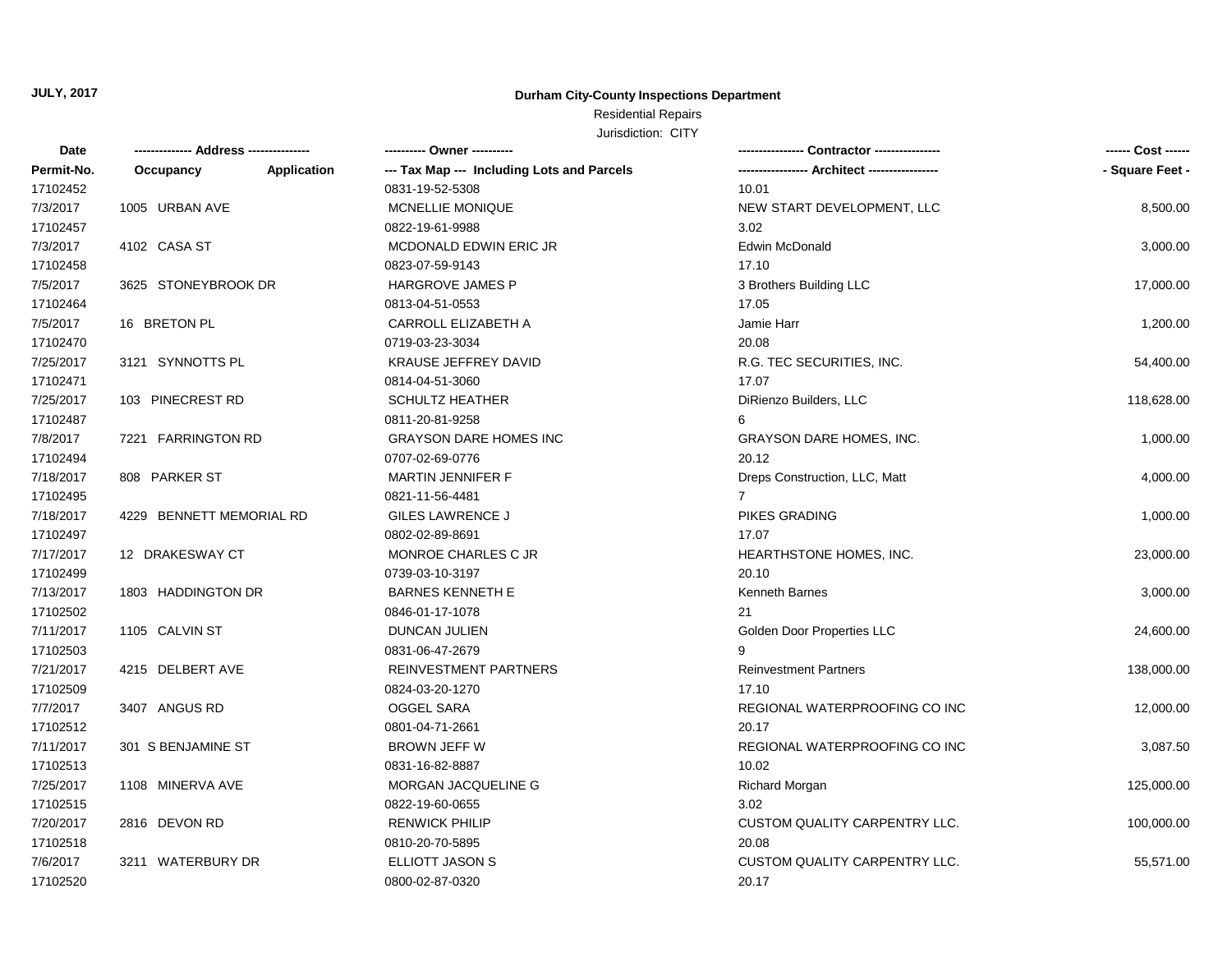**JULY, 2017**

**Durham City-County Inspections Department**

Residential Repairs

Jurisdiction: CITY

| Date | ------------- Address -------------- | | ---------- Owner ---------- | ---------------- Contractor ---------------- | ------ Cost ------ |
|---|---|---|---|---|---|
| **Permit-No.** | **Occupancy** | **Application** | **--- Tax Map --- Including Lots and Parcels** | **----------------- Architect -----------------** | **- Square Feet -** |
| 17102452 | | | 0831-19-52-5308 | 10.01 | |
| 7/3/2017 | 1005 URBAN AVE | | MCNELLIE MONIQUE | NEW START DEVELOPMENT, LLC | 8,500.00 |
| 17102457 | | | 0822-19-61-9988 | 3.02 | |
| 7/3/2017 | 4102 CASA ST | | MCDONALD EDWIN ERIC JR | Edwin McDonald | 3,000.00 |
| 17102458 | | | 0823-07-59-9143 | 17.10 | |
| 7/5/2017 | 3625 STONEYBROOK DR | | HARGROVE JAMES P | 3 Brothers Building LLC | 17,000.00 |
| 17102464 | | | 0813-04-51-0553 | 17.05 | |
| 7/5/2017 | 16 BRETON PL | | CARROLL ELIZABETH A | Jamie Harr | 1,200.00 |
| 17102470 | | | 0719-03-23-3034 | 20.08 | |
| 7/25/2017 | 3121 SYNNOTTS PL | | KRAUSE JEFFREY DAVID | R.G. TEC SECURITIES, INC. | 54,400.00 |
| 17102471 | | | 0814-04-51-3060 | 17.07 | |
| 7/25/2017 | 103 PINECREST RD | | SCHULTZ HEATHER | DiRienzo Builders, LLC | 118,628.00 |
| 17102487 | | | 0811-20-81-9258 | 6 | |
| 7/8/2017 | 7221 FARRINGTON RD | | GRAYSON DARE HOMES INC | GRAYSON DARE HOMES, INC. | 1,000.00 |
| 17102494 | | | 0707-02-69-0776 | 20.12 | |
| 7/18/2017 | 808 PARKER ST | | MARTIN JENNIFER F | Dreps Construction, LLC, Matt | 4,000.00 |
| 17102495 | | | 0821-11-56-4481 | 7 | |
| 7/18/2017 | 4229 BENNETT MEMORIAL RD | | GILES LAWRENCE J | PIKES GRADING | 1,000.00 |
| 17102497 | | | 0802-02-89-8691 | 17.07 | |
| 7/17/2017 | 12 DRAKESWAY CT | | MONROE CHARLES C JR | HEARTHSTONE HOMES, INC. | 23,000.00 |
| 17102499 | | | 0739-03-10-3197 | 20.10 | |
| 7/13/2017 | 1803 HADDINGTON DR | | BARNES KENNETH E | Kenneth Barnes | 3,000.00 |
| 17102502 | | | 0846-01-17-1078 | 21 | |
| 7/11/2017 | 1105 CALVIN ST | | DUNCAN JULIEN | Golden Door Properties LLC | 24,600.00 |
| 17102503 | | | 0831-06-47-2679 | 9 | |
| 7/21/2017 | 4215 DELBERT AVE | | REINVESTMENT PARTNERS | Reinvestment Partners | 138,000.00 |
| 17102509 | | | 0824-03-20-1270 | 17.10 | |
| 7/7/2017 | 3407 ANGUS RD | | OGGEL SARA | REGIONAL WATERPROOFING CO INC | 12,000.00 |
| 17102512 | | | 0801-04-71-2661 | 20.17 | |
| 7/11/2017 | 301 S BENJAMINE ST | | BROWN JEFF W | REGIONAL WATERPROOFING CO INC | 3,087.50 |
| 17102513 | | | 0831-16-82-8887 | 10.02 | |
| 7/25/2017 | 1108 MINERVA AVE | | MORGAN JACQUELINE G | Richard Morgan | 125,000.00 |
| 17102515 | | | 0822-19-60-0655 | 3.02 | |
| 7/20/2017 | 2816 DEVON RD | | RENWICK PHILIP | CUSTOM QUALITY CARPENTRY LLC. | 100,000.00 |
| 17102518 | | | 0810-20-70-5895 | 20.08 | |
| 7/6/2017 | 3211 WATERBURY DR | | ELLIOTT JASON S | CUSTOM QUALITY CARPENTRY LLC. | 55,571.00 |
| 17102520 | | | 0800-02-87-0320 | 20.17 | |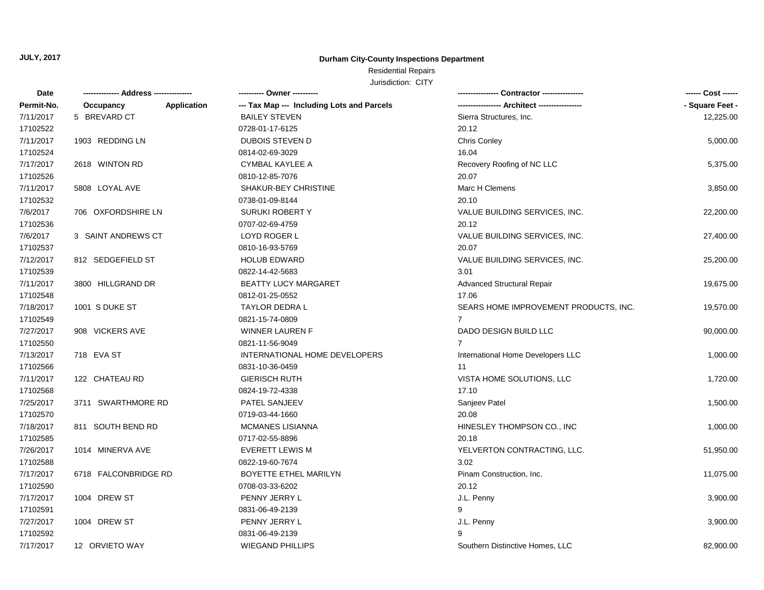**JULY, 2017**

**Durham City-County Inspections Department**

Residential Repairs

Jurisdiction: CITY

| Date / Permit-No. | Address / Occupancy / Application | Owner / Tax Map --- Including Lots and Parcels | Contractor / Architect | Cost / Square Feet |
|---|---|---|---|---|
| 7/11/2017<br>17102522 | 5 BREVARD CT | BAILEY STEVEN<br>0728-01-17-6125 | Sierra Structures, Inc.<br>20.12 | 12,225.00 |
| 7/11/2017<br>17102524 | 1903 REDDING LN | DUBOIS STEVEN D<br>0814-02-69-3029 | Chris Conley<br>16.04 | 5,000.00 |
| 7/17/2017<br>17102526 | 2618 WINTON RD | CYMBAL KAYLEE A<br>0810-12-85-7076 | Recovery Roofing of NC LLC<br>20.07 | 5,375.00 |
| 7/11/2017<br>17102532 | 5808 LOYAL AVE | SHAKUR-BEY CHRISTINE<br>0738-01-09-8144 | Marc H Clemens<br>20.10 | 3,850.00 |
| 7/6/2017<br>17102536 | 706 OXFORDSHIRE LN | SURUKI ROBERT Y<br>0707-02-69-4759 | VALUE BUILDING SERVICES, INC.<br>20.12 | 22,200.00 |
| 7/6/2017<br>17102537 | 3 SAINT ANDREWS CT | LOYD ROGER L<br>0810-16-93-5769 | VALUE BUILDING SERVICES, INC.<br>20.07 | 27,400.00 |
| 7/12/2017<br>17102539 | 812 SEDGEFIELD ST | HOLUB EDWARD<br>0822-14-42-5683 | VALUE BUILDING SERVICES, INC.<br>3.01 | 25,200.00 |
| 7/11/2017<br>17102548 | 3800 HILLGRAND DR | BEATTY LUCY MARGARET<br>0812-01-25-0552 | Advanced Structural Repair<br>17.06 | 19,675.00 |
| 7/18/2017<br>17102549 | 1001 S DUKE ST | TAYLOR DEDRA L<br>0821-15-74-0809 | SEARS HOME IMPROVEMENT PRODUCTS, INC.<br>7 | 19,570.00 |
| 7/27/2017<br>17102550 | 908 VICKERS AVE | WINNER LAUREN F<br>0821-11-56-9049 | DADO DESIGN BUILD LLC<br>7 | 90,000.00 |
| 7/13/2017<br>17102566 | 718 EVA ST | INTERNATIONAL HOME DEVELOPERS<br>0831-10-36-0459 | International Home Developers LLC<br>11 | 1,000.00 |
| 7/11/2017<br>17102568 | 122 CHATEAU RD | GIERISCH RUTH<br>0824-19-72-4338 | VISTA HOME SOLUTIONS, LLC<br>17.10 | 1,720.00 |
| 7/25/2017<br>17102570 | 3711 SWARTHMORE RD | PATEL SANJEEV<br>0719-03-44-1660 | Sanjeev Patel<br>20.08 | 1,500.00 |
| 7/18/2017<br>17102585 | 811 SOUTH BEND RD | MCMANES LISIANNA<br>0717-02-55-8896 | HINESLEY THOMPSON CO., INC<br>20.18 | 1,000.00 |
| 7/26/2017<br>17102588 | 1014 MINERVA AVE | EVERETT LEWIS M<br>0822-19-60-7674 | YELVERTON CONTRACTING, LLC.<br>3.02 | 51,950.00 |
| 7/17/2017<br>17102590 | 6718 FALCONBRIDGE RD | BOYETTE ETHEL MARILYN<br>0708-03-33-6202 | Pinam Construction, Inc.<br>20.12 | 11,075.00 |
| 7/17/2017<br>17102591 | 1004 DREW ST | PENNY JERRY L<br>0831-06-49-2139 | J.L. Penny<br>9 | 3,900.00 |
| 7/27/2017<br>17102592 | 1004 DREW ST | PENNY JERRY L<br>0831-06-49-2139 | J.L. Penny<br>9 | 3,900.00 |
| 7/17/2017 | 12 ORVIETO WAY | WIEGAND PHILLIPS | Southern Distinctive Homes, LLC | 82,900.00 |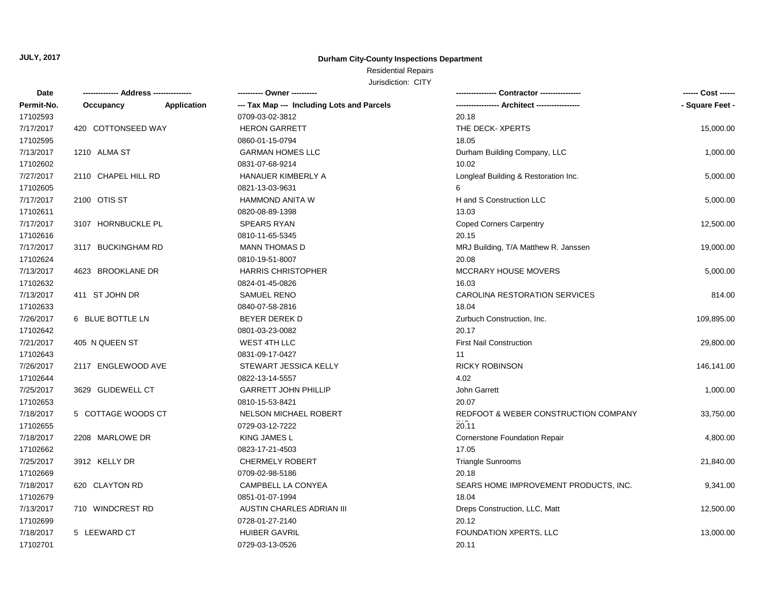**JULY, 2017**

## Durham City-County Inspections Department

Residential Repairs

Jurisdiction: CITY

| Date / Permit-No. | Address / Occupancy | Application | Owner / Tax Map --- Including Lots and Parcels | Contractor / Architect | Cost / Square Feet |
|---|---|---|---|---|---|
| 17102593 | | | 0709-03-02-3812 | 20.18 | |
| 7/17/2017 | 420 COTTONSEED WAY | | HERON GARRETT | THE DECK- XPERTS | 15,000.00 |
| 17102595 | | | 0860-01-15-0794 | 18.05 | |
| 7/13/2017 | 1210 ALMA ST | | GARMAN HOMES LLC | Durham Building Company, LLC | 1,000.00 |
| 17102602 | | | 0831-07-68-9214 | 10.02 | |
| 7/27/2017 | 2110 CHAPEL HILL RD | | HANAUER KIMBERLY A | Longleaf Building & Restoration Inc. | 5,000.00 |
| 17102605 | | | 0821-13-03-9631 | 6 | |
| 7/17/2017 | 2100 OTIS ST | | HAMMOND ANITA W | H and S Construction LLC | 5,000.00 |
| 17102611 | | | 0820-08-89-1398 | 13.03 | |
| 7/17/2017 | 3107 HORNBUCKLE PL | | SPEARS RYAN | Coped Corners Carpentry | 12,500.00 |
| 17102616 | | | 0810-11-65-5345 | 20.15 | |
| 7/17/2017 | 3117 BUCKINGHAM RD | | MANN THOMAS D | MRJ Building, T/A Matthew R. Janssen | 19,000.00 |
| 17102624 | | | 0810-19-51-8007 | 20.08 | |
| 7/13/2017 | 4623 BROOKLANE DR | | HARRIS CHRISTOPHER | MCCRARY HOUSE MOVERS | 5,000.00 |
| 17102632 | | | 0824-01-45-0826 | 16.03 | |
| 7/13/2017 | 411 ST JOHN DR | | SAMUEL RENO | CAROLINA RESTORATION SERVICES | 814.00 |
| 17102633 | | | 0840-07-58-2816 | 18.04 | |
| 7/26/2017 | 6 BLUE BOTTLE LN | | BEYER DEREK D | Zurbuch Construction, Inc. | 109,895.00 |
| 17102642 | | | 0801-03-23-0082 | 20.17 | |
| 7/21/2017 | 405 N QUEEN ST | | WEST 4TH LLC | First Nail Construction | 29,800.00 |
| 17102643 | | | 0831-09-17-0427 | 11 | |
| 7/26/2017 | 2117 ENGLEWOOD AVE | | STEWART JESSICA KELLY | RICKY ROBINSON | 146,141.00 |
| 17102644 | | | 0822-13-14-5557 | 4.02 | |
| 7/25/2017 | 3629 GLIDEWELL CT | | GARRETT JOHN PHILLIP | John Garrett | 1,000.00 |
| 17102653 | | | 0810-15-53-8421 | 20.07 | |
| 7/18/2017 | 5 COTTAGE WOODS CT | | NELSON MICHAEL ROBERT | REDFOOT & WEBER CONSTRUCTION COMPANY INC | 33,750.00 |
| 17102655 | | | 0729-03-12-7222 | 20.11 | |
| 7/18/2017 | 2208 MARLOWE DR | | KING JAMES L | Cornerstone Foundation Repair | 4,800.00 |
| 17102662 | | | 0823-17-21-4503 | 17.05 | |
| 7/25/2017 | 3912 KELLY DR | | CHERMELY ROBERT | Triangle Sunrooms | 21,840.00 |
| 17102669 | | | 0709-02-98-5186 | 20.18 | |
| 7/18/2017 | 620 CLAYTON RD | | CAMPBELL LA CONYEA | SEARS HOME IMPROVEMENT PRODUCTS, INC. | 9,341.00 |
| 17102679 | | | 0851-01-07-1994 | 18.04 | |
| 7/13/2017 | 710 WINDCREST RD | | AUSTIN CHARLES ADRIAN III | Dreps Construction, LLC, Matt | 12,500.00 |
| 17102699 | | | 0728-01-27-2140 | 20.12 | |
| 7/18/2017 | 5 LEEWARD CT | | HUIBER GAVRIL | FOUNDATION XPERTS, LLC | 13,000.00 |
| 17102701 | | | 0729-03-13-0526 | 20.11 | |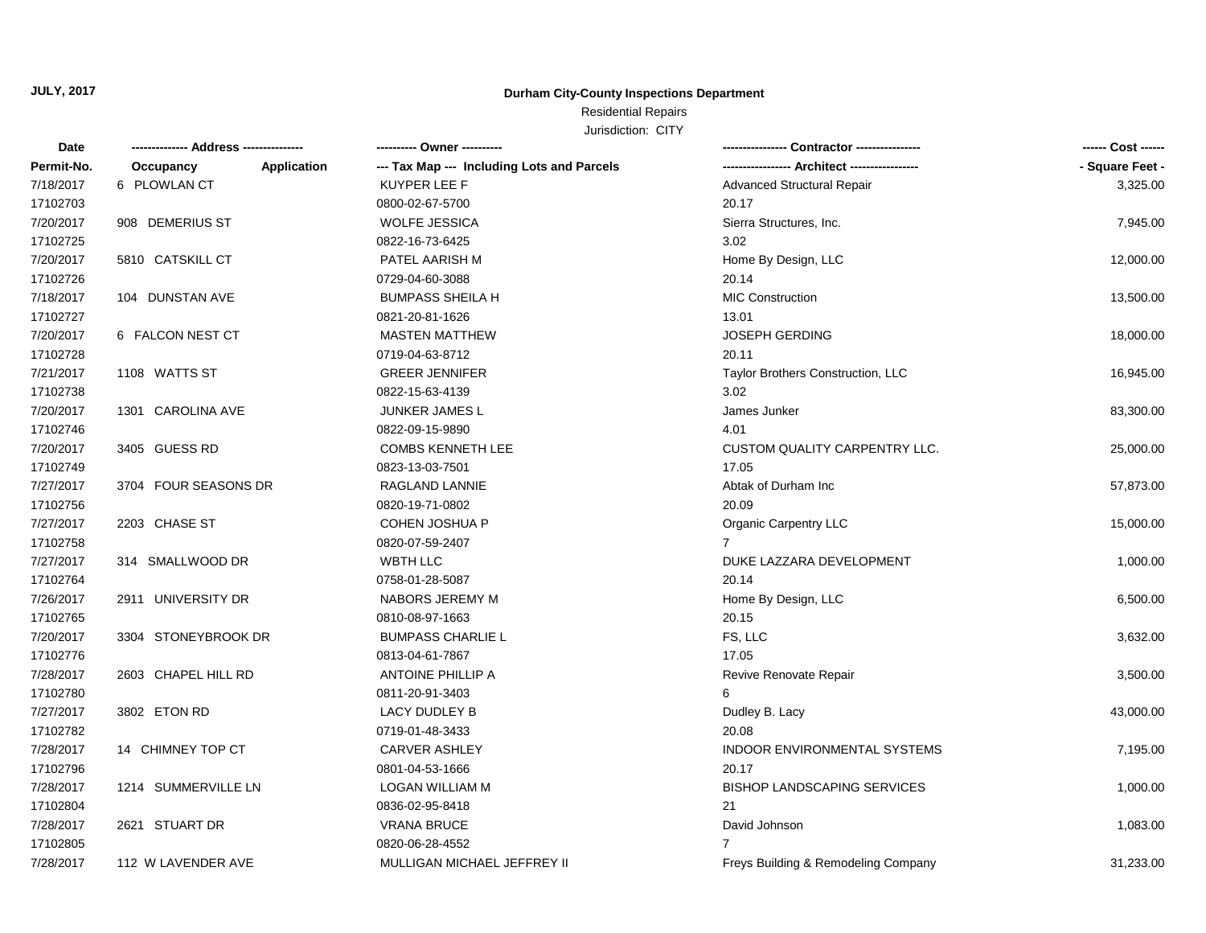**JULY, 2017**

**Durham City-County Inspections Department**

Residential Repairs

Jurisdiction: CITY

| Date | ------------- Address -------------- | | ---------- Owner ---------- | --------------- Contractor --------------- | ------ Cost ------ |
|---|---|---|---|---|---|
| Permit-No. | Occupancy | Application | --- Tax Map --- Including Lots and Parcels | ---------------- Architect ---------------- | - Square Feet - |
| 7/18/2017 | 6 PLOWLAN CT | | KUYPER LEE F | Advanced Structural Repair | 3,325.00 |
| 17102703 | | | 0800-02-67-5700 | 20.17 | |
| 7/20/2017 | 908 DEMERIUS ST | | WOLFE JESSICA | Sierra Structures, Inc. | 7,945.00 |
| 17102725 | | | 0822-16-73-6425 | 3.02 | |
| 7/20/2017 | 5810 CATSKILL CT | | PATEL AARISH M | Home By Design, LLC | 12,000.00 |
| 17102726 | | | 0729-04-60-3088 | 20.14 | |
| 7/18/2017 | 104 DUNSTAN AVE | | BUMPASS SHEILA H | MIC Construction | 13,500.00 |
| 17102727 | | | 0821-20-81-1626 | 13.01 | |
| 7/20/2017 | 6 FALCON NEST CT | | MASTEN MATTHEW | JOSEPH GERDING | 18,000.00 |
| 17102728 | | | 0719-04-63-8712 | 20.11 | |
| 7/21/2017 | 1108 WATTS ST | | GREER JENNIFER | Taylor Brothers Construction, LLC | 16,945.00 |
| 17102738 | | | 0822-15-63-4139 | 3.02 | |
| 7/20/2017 | 1301 CAROLINA AVE | | JUNKER JAMES L | James Junker | 83,300.00 |
| 17102746 | | | 0822-09-15-9890 | 4.01 | |
| 7/20/2017 | 3405 GUESS RD | | COMBS KENNETH LEE | CUSTOM QUALITY CARPENTRY LLC. | 25,000.00 |
| 17102749 | | | 0823-13-03-7501 | 17.05 | |
| 7/27/2017 | 3704 FOUR SEASONS DR | | RAGLAND LANNIE | Abtak of Durham Inc | 57,873.00 |
| 17102756 | | | 0820-19-71-0802 | 20.09 | |
| 7/27/2017 | 2203 CHASE ST | | COHEN JOSHUA P | Organic Carpentry LLC | 15,000.00 |
| 17102758 | | | 0820-07-59-2407 | 7 | |
| 7/27/2017 | 314 SMALLWOOD DR | | WBTH LLC | DUKE LAZZARA DEVELOPMENT | 1,000.00 |
| 17102764 | | | 0758-01-28-5087 | 20.14 | |
| 7/26/2017 | 2911 UNIVERSITY DR | | NABORS JEREMY M | Home By Design, LLC | 6,500.00 |
| 17102765 | | | 0810-08-97-1663 | 20.15 | |
| 7/20/2017 | 3304 STONEYBROOK DR | | BUMPASS CHARLIE L | FS, LLC | 3,632.00 |
| 17102776 | | | 0813-04-61-7867 | 17.05 | |
| 7/28/2017 | 2603 CHAPEL HILL RD | | ANTOINE PHILLIP A | Revive Renovate Repair | 3,500.00 |
| 17102780 | | | 0811-20-91-3403 | 6 | |
| 7/27/2017 | 3802 ETON RD | | LACY DUDLEY B | Dudley B. Lacy | 43,000.00 |
| 17102782 | | | 0719-01-48-3433 | 20.08 | |
| 7/28/2017 | 14 CHIMNEY TOP CT | | CARVER ASHLEY | INDOOR ENVIRONMENTAL SYSTEMS | 7,195.00 |
| 17102796 | | | 0801-04-53-1666 | 20.17 | |
| 7/28/2017 | 1214 SUMMERVILLE LN | | LOGAN WILLIAM M | BISHOP LANDSCAPING SERVICES | 1,000.00 |
| 17102804 | | | 0836-02-95-8418 | 21 | |
| 7/28/2017 | 2621 STUART DR | | VRANA BRUCE | David Johnson | 1,083.00 |
| 17102805 | | | 0820-06-28-4552 | 7 | |
| 7/28/2017 | 112 W LAVENDER AVE | | MULLIGAN MICHAEL JEFFREY II | Freys Building & Remodeling Company | 31,233.00 |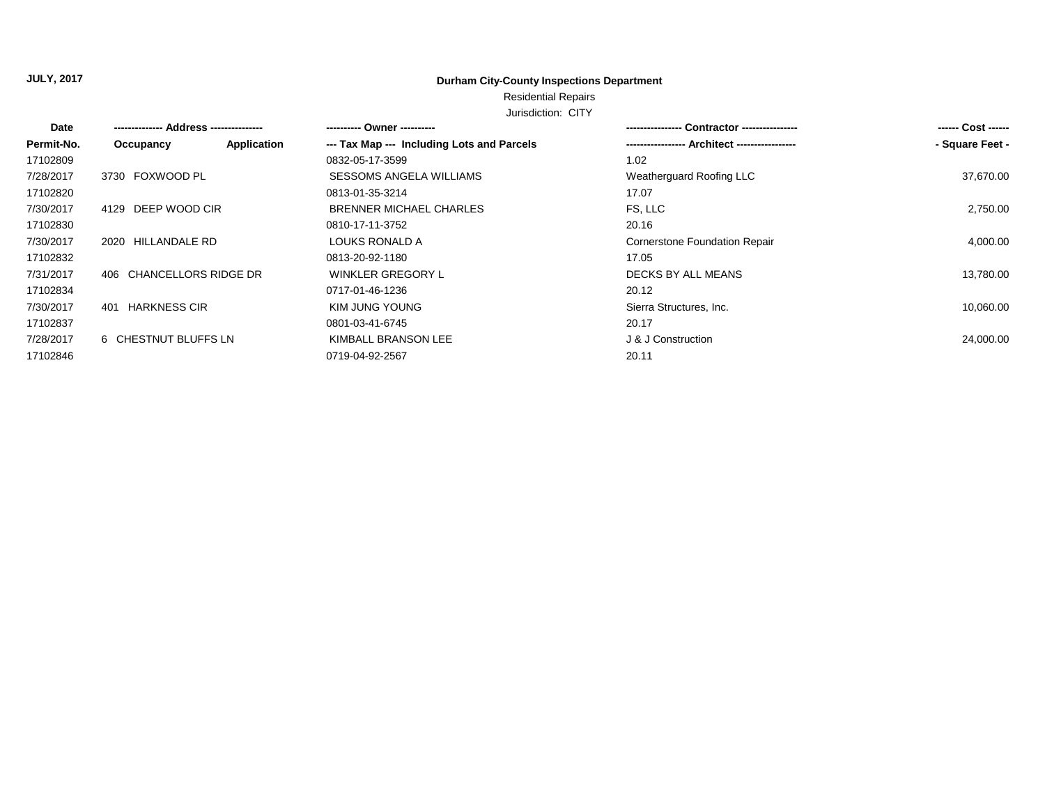**JULY, 2017**

**Durham City-County Inspections Department**

Residential Repairs

Jurisdiction: CITY

| Date<br>Permit-No. | -------------- Address ---------------<br>Occupancy | <br>Application | ---------- Owner ----------<br>--- Tax Map --- Including Lots and Parcels | ---------------- Contractor ----------------<br>----------------- Architect ----------------- | ------ Cost ------<br>- Square Feet - |
|---|---|---|---|---|---|
| 17102809 | | | 0832-05-17-3599 | 1.02 | |
| 7/28/2017 | 3730 FOXWOOD PL | | SESSOMS ANGELA WILLIAMS | Weatherguard Roofing LLC | 37,670.00 |
| 17102820 | | | 0813-01-35-3214 | 17.07 | |
| 7/30/2017 | 4129 DEEP WOOD CIR | | BRENNER MICHAEL CHARLES | FS, LLC | 2,750.00 |
| 17102830 | | | 0810-17-11-3752 | 20.16 | |
| 7/30/2017 | 2020 HILLANDALE RD | | LOUKS RONALD A | Cornerstone Foundation Repair | 4,000.00 |
| 17102832 | | | 0813-20-92-1180 | 17.05 | |
| 7/31/2017 | 406 CHANCELLORS RIDGE DR | | WINKLER GREGORY L | DECKS BY ALL MEANS | 13,780.00 |
| 17102834 | | | 0717-01-46-1236 | 20.12 | |
| 7/30/2017 | 401 HARKNESS CIR | | KIM JUNG YOUNG | Sierra Structures, Inc. | 10,060.00 |
| 17102837 | | | 0801-03-41-6745 | 20.17 | |
| 7/28/2017 | 6 CHESTNUT BLUFFS LN | | KIMBALL BRANSON LEE | J & J Construction | 24,000.00 |
| 17102846 | | | 0719-04-92-2567 | 20.11 | |